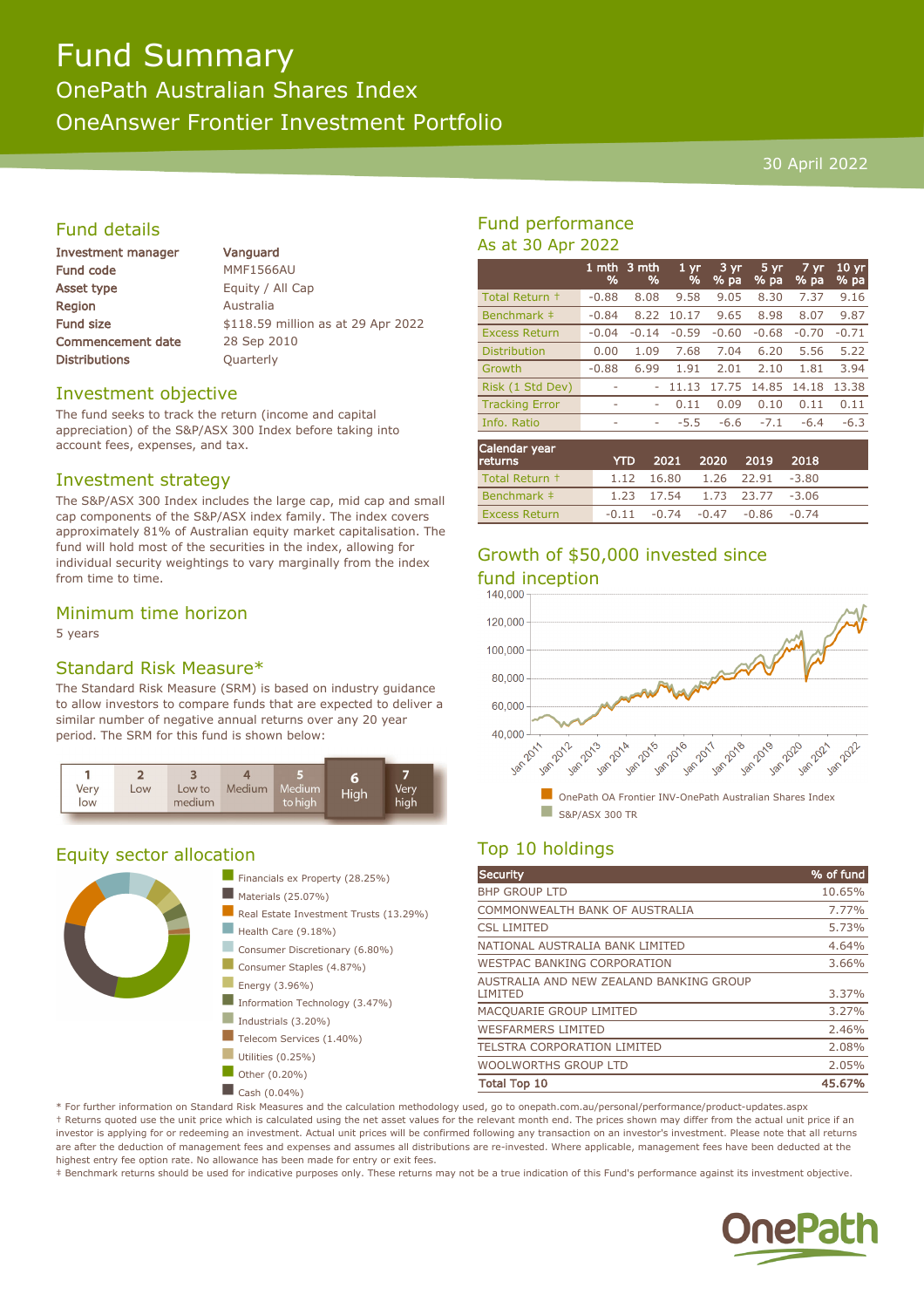# Fund Summary

## OnePath Australian Shares Index

## OneAnswer Frontier Investment Portfolio

30 April 2022

## Fund details

| | |
|---|---|
| Investment manager | Vanguard |
| Fund code | MMF1566AU |
| Asset type | Equity / All Cap |
| Region | Australia |
| Fund size | $118.59 million as at 29 Apr 2022 |
| Commencement date | 28 Sep 2010 |
| Distributions | Quarterly |

## Investment objective

The fund seeks to track the return (income and capital appreciation) of the S&P/ASX 300 Index before taking into account fees, expenses, and tax.

## Investment strategy

The S&P/ASX 300 Index includes the large cap, mid cap and small cap components of the S&P/ASX index family. The index covers approximately 81% of Australian equity market capitalisation. The fund will hold most of the securities in the index, allowing for individual security weightings to vary marginally from the index from time to time.

## Minimum time horizon

5 years

## Standard Risk Measure*

The Standard Risk Measure (SRM) is based on industry guidance to allow investors to compare funds that are expected to deliver a similar number of negative annual returns over any 20 year period. The SRM for this fund is shown below:

| 1 | 2 | 3 | 4 | 5 | **6** | 7 |
|---|---|---|---|---|---|---|
| Very low | Low | Low to medium | Medium | Medium to high | **High** | Very high |

## Equity sector allocation

- Financials ex Property (28.25%)
- Materials (25.07%)
- Real Estate Investment Trusts (13.29%)
- Health Care (9.18%)
- Consumer Discretionary (6.80%)
- Consumer Staples (4.87%)
- Energy (3.96%)
- Information Technology (3.47%)
- Industrials (3.20%)
- Telecom Services (1.40%)
- Utilities (0.25%)
- Other (0.20%)
- Cash (0.04%)

## Fund performance

As at 30 Apr 2022

| | 1 mth % | 3 mth % | 1 yr % | 3 yr % pa | 5 yr % pa | 7 yr % pa | 10 yr % pa |
|---|---|---|---|---|---|---|---|
| Total Return † | -0.88 | 8.08 | 9.58 | 9.05 | 8.30 | 7.37 | 9.16 |
| Benchmark ‡ | -0.84 | 8.22 | 10.17 | 9.65 | 8.98 | 8.07 | 9.87 |
| Excess Return | -0.04 | -0.14 | -0.59 | -0.60 | -0.68 | -0.70 | -0.71 |
| Distribution | 0.00 | 1.09 | 7.68 | 7.04 | 6.20 | 5.56 | 5.22 |
| Growth | -0.88 | 6.99 | 1.91 | 2.01 | 2.10 | 1.81 | 3.94 |
| Risk (1 Std Dev) | - | - | 11.13 | 17.75 | 14.85 | 14.18 | 13.38 |
| Tracking Error | - | - | 0.11 | 0.09 | 0.10 | 0.11 | 0.11 |
| Info. Ratio | - | - | -5.5 | -6.6 | -7.1 | -6.4 | -6.3 |

| Calendar year returns | YTD | 2021 | 2020 | 2019 | 2018 |
|---|---|---|---|---|---|
| Total Return † | 1.12 | 16.80 | 1.26 | 22.91 | -3.80 |
| Benchmark ‡ | 1.23 | 17.54 | 1.73 | 23.77 | -3.06 |
| Excess Return | -0.11 | -0.74 | -0.47 | -0.86 | -0.74 |

## Growth of $50,000 invested since fund inception

- OnePath OA Frontier INV-OnePath Australian Shares Index
- S&P/ASX 300 TR

## Top 10 holdings

| Security | % of fund |
|---|---|
| BHP GROUP LTD | 10.65% |
| COMMONWEALTH BANK OF AUSTRALIA | 7.77% |
| CSL LIMITED | 5.73% |
| NATIONAL AUSTRALIA BANK LIMITED | 4.64% |
| WESTPAC BANKING CORPORATION | 3.66% |
| AUSTRALIA AND NEW ZEALAND BANKING GROUP LIMITED | 3.37% |
| MACQUARIE GROUP LIMITED | 3.27% |
| WESFARMERS LIMITED | 2.46% |
| TELSTRA CORPORATION LIMITED | 2.08% |
| WOOLWORTHS GROUP LTD | 2.05% |
| **Total Top 10** | **45.67%** |

* For further information on Standard Risk Measures and the calculation methodology used, go to onepath.com.au/personal/performance/product-updates.aspx

† Returns quoted use the unit price which is calculated using the net asset values for the relevant month end. The prices shown may differ from the actual unit price if an investor is applying for or redeeming an investment. Actual unit prices will be confirmed following any transaction on an investor's investment. Please note that all returns are after the deduction of management fees and expenses and assumes all distributions are re-invested. Where applicable, management fees have been deducted at the highest entry fee option rate. No allowance has been made for entry or exit fees.

‡ Benchmark returns should be used for indicative purposes only. These returns may not be a true indication of this Fund's performance against its investment objective.

OnePath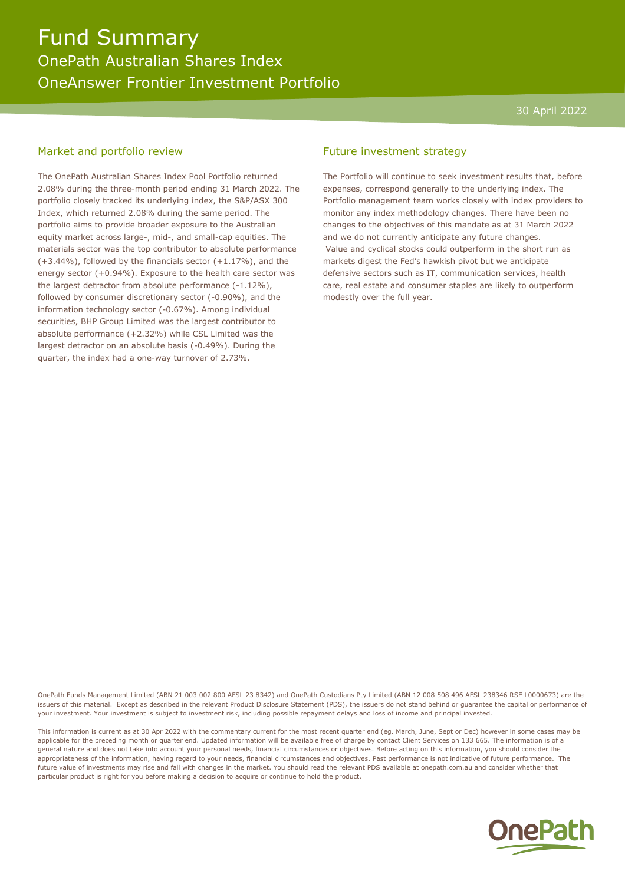# Fund Summary

## OnePath Australian Shares Index

## OneAnswer Frontier Investment Portfolio

30 April 2022

### Market and portfolio review

The OnePath Australian Shares Index Pool Portfolio returned 2.08% during the three-month period ending 31 March 2022. The portfolio closely tracked its underlying index, the S&P/ASX 300 Index, which returned 2.08% during the same period. The portfolio aims to provide broader exposure to the Australian equity market across large-, mid-, and small-cap equities. The materials sector was the top contributor to absolute performance (+3.44%), followed by the financials sector (+1.17%), and the energy sector (+0.94%). Exposure to the health care sector was the largest detractor from absolute performance (-1.12%), followed by consumer discretionary sector (-0.90%), and the information technology sector (-0.67%). Among individual securities, BHP Group Limited was the largest contributor to absolute performance (+2.32%) while CSL Limited was the largest detractor on an absolute basis (-0.49%). During the quarter, the index had a one-way turnover of 2.73%.

### Future investment strategy

The Portfolio will continue to seek investment results that, before expenses, correspond generally to the underlying index. The Portfolio management team works closely with index providers to monitor any index methodology changes. There have been no changes to the objectives of this mandate as at 31 March 2022 and we do not currently anticipate any future changes.
Value and cyclical stocks could outperform in the short run as markets digest the Fed's hawkish pivot but we anticipate defensive sectors such as IT, communication services, health care, real estate and consumer staples are likely to outperform modestly over the full year.

OnePath Funds Management Limited (ABN 21 003 002 800 AFSL 23 8342) and OnePath Custodians Pty Limited (ABN 12 008 508 496 AFSL 238346 RSE L0000673) are the issuers of this material. Except as described in the relevant Product Disclosure Statement (PDS), the issuers do not stand behind or guarantee the capital or performance of your investment. Your investment is subject to investment risk, including possible repayment delays and loss of income and principal invested.

This information is current as at 30 Apr 2022 with the commentary current for the most recent quarter end (eg. March, June, Sept or Dec) however in some cases may be applicable for the preceding month or quarter end. Updated information will be available free of charge by contact Client Services on 133 665. The information is of a general nature and does not take into account your personal needs, financial circumstances or objectives. Before acting on this information, you should consider the appropriateness of the information, having regard to your needs, financial circumstances and objectives. Past performance is not indicative of future performance. The future value of investments may rise and fall with changes in the market. You should read the relevant PDS available at onepath.com.au and consider whether that particular product is right for you before making a decision to acquire or continue to hold the product.

OnePath